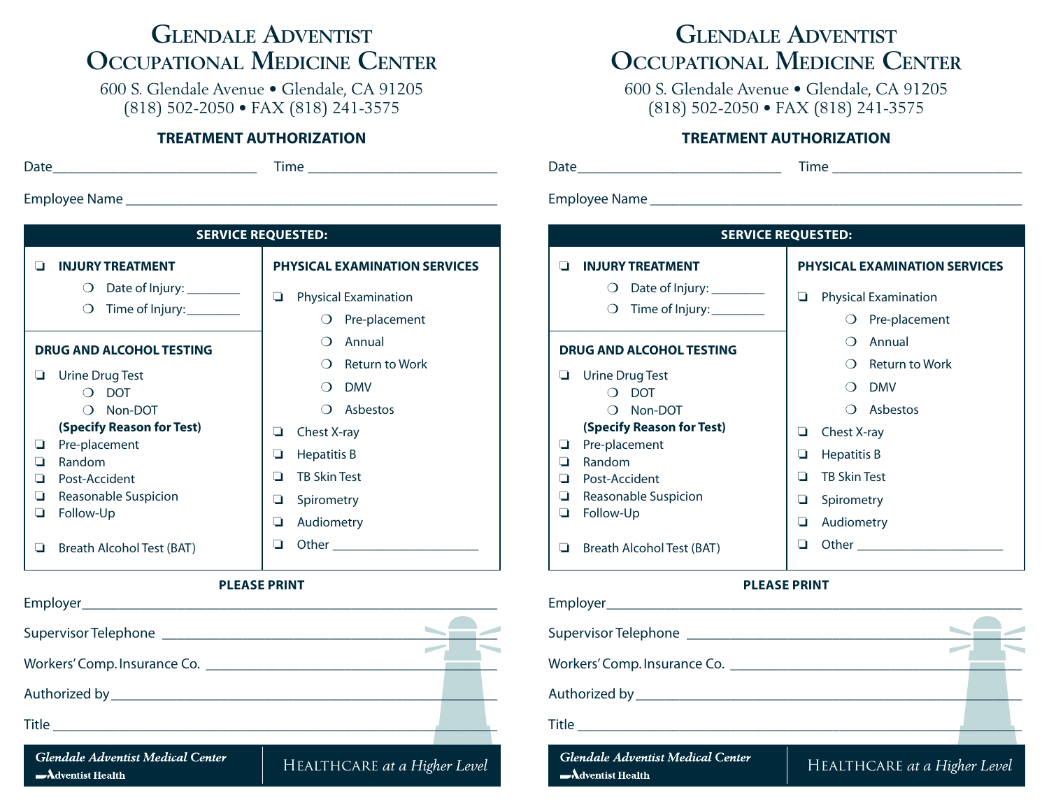# Glendale Adventist Occupational Medicine Center

600 S. Glendale Avenue • Glendale, CA 91205
(818) 502-2050 • FAX (818) 241-3575

## TREATMENT AUTHORIZATION

Date_____________________________ Time ___________________________

Employee Name _____________________________________________________

### SERVICE REQUESTED:

❑ **INJURY TREATMENT**

- ❍ Date of Injury: ________
- ❍ Time of Injury: ________

**DRUG AND ALCOHOL TESTING**

❑ Urine Drug Test

- ❍ DOT
- ❍ Non-DOT

**(Specify Reason for Test)**

❑ Pre-placement
❑ Random
❑ Post-Accident
❑ Reasonable Suspicion
❑ Follow-Up

❑ Breath Alcohol Test (BAT)

**PHYSICAL EXAMINATION SERVICES**

❑ Physical Examination

- ❍ Pre-placement
- ❍ Annual
- ❍ Return to Work
- ❍ DMV
- ❍ Asbestos

❑ Chest X-ray
❑ Hepatitis B
❑ TB Skin Test
❑ Spirometry
❑ Audiometry
❑ Other ______________________

**PLEASE PRINT**

Employer___________________________________________________________

Supervisor Telephone ________________________________________________

Workers' Comp. Insurance Co. _________________________________________

Authorized by_______________________________________________________

Title_______________________________________________________________

*Glendale Adventist Medical Center*
Adventist Health

HEALTHCARE *at a Higher Level*

# Glendale Adventist Occupational Medicine Center

600 S. Glendale Avenue • Glendale, CA 91205
(818) 502-2050 • FAX (818) 241-3575

## TREATMENT AUTHORIZATION

Date_____________________________ Time ___________________________

Employee Name _____________________________________________________

### SERVICE REQUESTED:

❑ **INJURY TREATMENT**

- ❍ Date of Injury: ________
- ❍ Time of Injury: ________

**DRUG AND ALCOHOL TESTING**

❑ Urine Drug Test

- ❍ DOT
- ❍ Non-DOT

**(Specify Reason for Test)**

❑ Pre-placement
❑ Random
❑ Post-Accident
❑ Reasonable Suspicion
❑ Follow-Up

❑ Breath Alcohol Test (BAT)

**PHYSICAL EXAMINATION SERVICES**

❑ Physical Examination

- ❍ Pre-placement
- ❍ Annual
- ❍ Return to Work
- ❍ DMV
- ❍ Asbestos

❑ Chest X-ray
❑ Hepatitis B
❑ TB Skin Test
❑ Spirometry
❑ Audiometry
❑ Other ______________________

**PLEASE PRINT**

Employer___________________________________________________________

Supervisor Telephone ________________________________________________

Workers' Comp. Insurance Co. _________________________________________

Authorized by_______________________________________________________

Title_______________________________________________________________

*Glendale Adventist Medical Center*
Adventist Health

HEALTHCARE *at a Higher Level*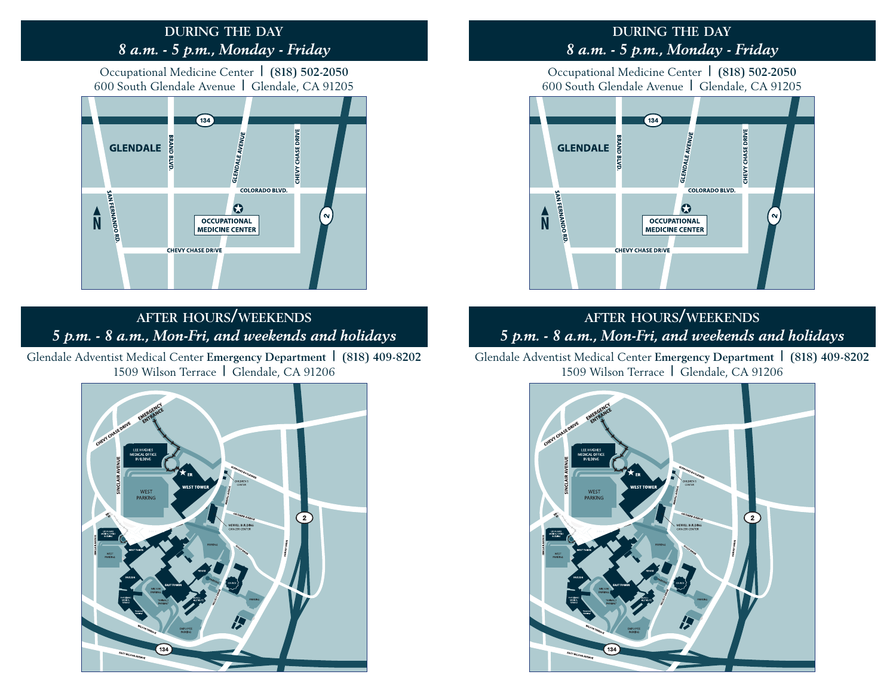## DURING THE DAY
### *8 a.m. - 5 p.m., Monday - Friday*

Occupational Medicine Center | **(818) 502-2050**
600 South Glendale Avenue | Glendale, CA 91205

134
GLENDALE
BRAND BLVD.
GLENDALE AVENUE
CHEVY CHASE DRIVE
COLORADO BLVD.
SAN FERNANDO RD.
N
OCCUPATIONAL MEDICINE CENTER
CHEVY CHASE DRIVE
2

## AFTER HOURS/WEEKENDS
### *5 p.m. - 8 a.m., Mon-Fri, and weekends and holidays*

Glendale Adventist Medical Center **Emergency Department** | **(818) 409-8202**
1509 Wilson Terrace | Glendale, CA 91206

CHEVY CHASE DRIVE
EMERGENCY ENTRANCE
LEE HUGHES MEDICAL OFFICE BUILDING
SINCLAIR AVENUE
ER
WEST TOWER
WEST PARKING
MERRILL BUILDING CANCER CENTER
2
WILSON TERRACE
134
EAST WILSON AVENUE

## DURING THE DAY
### *8 a.m. - 5 p.m., Monday - Friday*

Occupational Medicine Center | **(818) 502-2050**
600 South Glendale Avenue | Glendale, CA 91205

134
GLENDALE
BRAND BLVD.
GLENDALE AVENUE
CHEVY CHASE DRIVE
COLORADO BLVD.
SAN FERNANDO RD.
N
OCCUPATIONAL MEDICINE CENTER
CHEVY CHASE DRIVE
2

## AFTER HOURS/WEEKENDS
### *5 p.m. - 8 a.m., Mon-Fri, and weekends and holidays*

Glendale Adventist Medical Center **Emergency Department** | **(818) 409-8202**
1509 Wilson Terrace | Glendale, CA 91206

CHEVY CHASE DRIVE
EMERGENCY ENTRANCE
LEE HUGHES MEDICAL OFFICE BUILDING
SINCLAIR AVENUE
ER
WEST TOWER
WEST PARKING
MERRILL BUILDING CANCER CENTER
2
WILSON TERRACE
134
EAST WILSON AVENUE